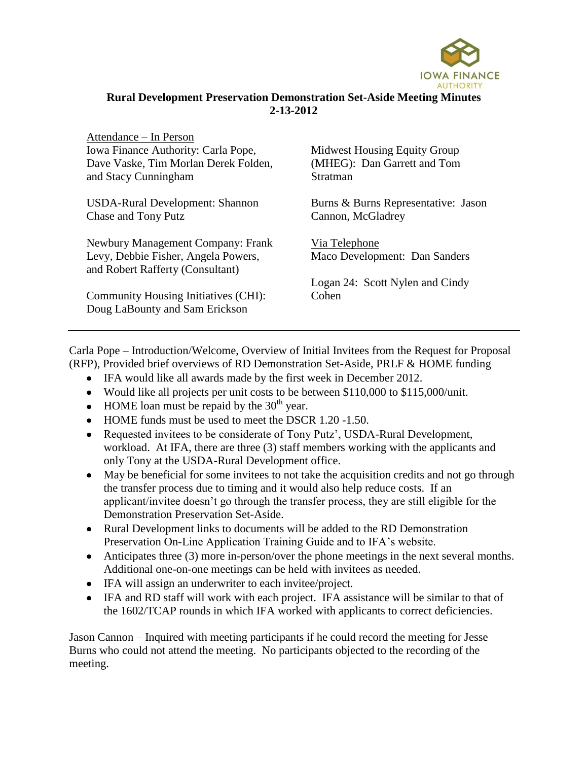**Rural Development Preservation Demonstration Set-Aside Meeting Minutes**
**2-13-2012**

Attendance – In Person

Iowa Finance Authority: Carla Pope, Dave Vaske, Tim Morlan Derek Folden, and Stacy Cunningham

USDA-Rural Development: Shannon Chase and Tony Putz

Newbury Management Company: Frank Levy, Debbie Fisher, Angela Powers, and Robert Rafferty (Consultant)

Community Housing Initiatives (CHI): Doug LaBounty and Sam Erickson

Midwest Housing Equity Group (MHEG): Dan Garrett and Tom Stratman

Burns & Burns Representative: Jason Cannon, McGladrey

Via Telephone

Maco Development: Dan Sanders

Logan 24: Scott Nylen and Cindy Cohen

---

Carla Pope – Introduction/Welcome, Overview of Initial Invitees from the Request for Proposal (RFP), Provided brief overviews of RD Demonstration Set-Aside, PRLF & HOME funding

- IFA would like all awards made by the first week in December 2012.
- Would like all projects per unit costs to be between $110,000 to $115,000/unit.
- HOME loan must be repaid by the 30th year.
- HOME funds must be used to meet the DSCR 1.20 -1.50.
- Requested invitees to be considerate of Tony Putz', USDA-Rural Development, workload. At IFA, there are three (3) staff members working with the applicants and only Tony at the USDA-Rural Development office.
- May be beneficial for some invitees to not take the acquisition credits and not go through the transfer process due to timing and it would also help reduce costs. If an applicant/invitee doesn't go through the transfer process, they are still eligible for the Demonstration Preservation Set-Aside.
- Rural Development links to documents will be added to the RD Demonstration Preservation On-Line Application Training Guide and to IFA's website.
- Anticipates three (3) more in-person/over the phone meetings in the next several months. Additional one-on-one meetings can be held with invitees as needed.
- IFA will assign an underwriter to each invitee/project.
- IFA and RD staff will work with each project. IFA assistance will be similar to that of the 1602/TCAP rounds in which IFA worked with applicants to correct deficiencies.

Jason Cannon – Inquired with meeting participants if he could record the meeting for Jesse Burns who could not attend the meeting. No participants objected to the recording of the meeting.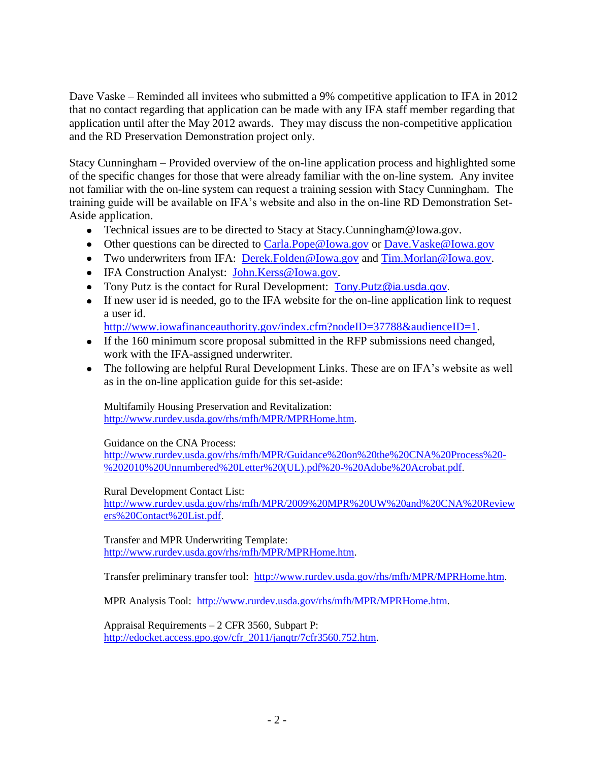Dave Vaske – Reminded all invitees who submitted a 9% competitive application to IFA in 2012 that no contact regarding that application can be made with any IFA staff member regarding that application until after the May 2012 awards. They may discuss the non-competitive application and the RD Preservation Demonstration project only.

Stacy Cunningham – Provided overview of the on-line application process and highlighted some of the specific changes for those that were already familiar with the on-line system. Any invitee not familiar with the on-line system can request a training session with Stacy Cunningham. The training guide will be available on IFA's website and also in the on-line RD Demonstration Set-Aside application.

- Technical issues are to be directed to Stacy at Stacy.Cunningham@Iowa.gov.
- Other questions can be directed to Carla.Pope@Iowa.gov or Dave.Vaske@Iowa.gov
- Two underwriters from IFA: Derek.Folden@Iowa.gov and Tim.Morlan@Iowa.gov.
- IFA Construction Analyst: John.Kerss@Iowa.gov.
- Tony Putz is the contact for Rural Development: Tony.Putz@ia.usda.gov.
- If new user id is needed, go to the IFA website for the on-line application link to request a user id. http://www.iowafinanceauthority.gov/index.cfm?nodeID=37788&audienceID=1.
- If the 160 minimum score proposal submitted in the RFP submissions need changed, work with the IFA-assigned underwriter.
- The following are helpful Rural Development Links. These are on IFA's website as well as in the on-line application guide for this set-aside:

  Multifamily Housing Preservation and Revitalization: http://www.rurdev.usda.gov/rhs/mfh/MPR/MPRHome.htm.

  Guidance on the CNA Process: http://www.rurdev.usda.gov/rhs/mfh/MPR/Guidance%20on%20the%20CNA%20Process%20-%202010%20Unnumbered%20Letter%20(UL).pdf%20-%20Adobe%20Acrobat.pdf.

  Rural Development Contact List: http://www.rurdev.usda.gov/rhs/mfh/MPR/2009%20MPR%20UW%20and%20CNA%20Reviewers%20Contact%20List.pdf.

  Transfer and MPR Underwriting Template: http://www.rurdev.usda.gov/rhs/mfh/MPR/MPRHome.htm.

  Transfer preliminary transfer tool: http://www.rurdev.usda.gov/rhs/mfh/MPR/MPRHome.htm.

  MPR Analysis Tool: http://www.rurdev.usda.gov/rhs/mfh/MPR/MPRHome.htm.

  Appraisal Requirements – 2 CFR 3560, Subpart P: http://edocket.access.gpo.gov/cfr_2011/janqtr/7cfr3560.752.htm.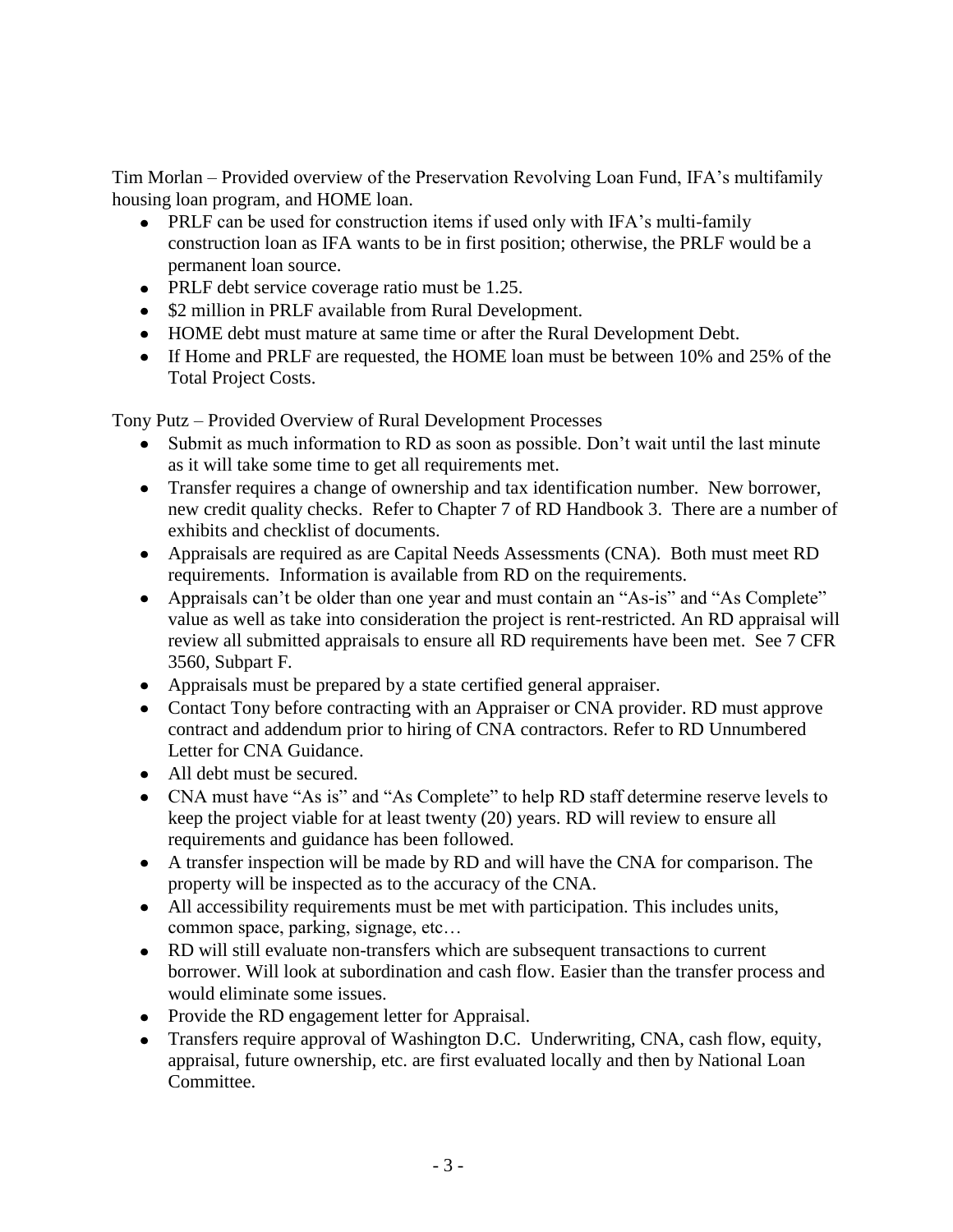Tim Morlan – Provided overview of the Preservation Revolving Loan Fund, IFA's multifamily housing loan program, and HOME loan.

- PRLF can be used for construction items if used only with IFA's multi-family construction loan as IFA wants to be in first position; otherwise, the PRLF would be a permanent loan source.
- PRLF debt service coverage ratio must be 1.25.
- $2 million in PRLF available from Rural Development.
- HOME debt must mature at same time or after the Rural Development Debt.
- If Home and PRLF are requested, the HOME loan must be between 10% and 25% of the Total Project Costs.

Tony Putz – Provided Overview of Rural Development Processes

- Submit as much information to RD as soon as possible. Don't wait until the last minute as it will take some time to get all requirements met.
- Transfer requires a change of ownership and tax identification number. New borrower, new credit quality checks. Refer to Chapter 7 of RD Handbook 3. There are a number of exhibits and checklist of documents.
- Appraisals are required as are Capital Needs Assessments (CNA). Both must meet RD requirements. Information is available from RD on the requirements.
- Appraisals can't be older than one year and must contain an "As-is" and "As Complete" value as well as take into consideration the project is rent-restricted. An RD appraisal will review all submitted appraisals to ensure all RD requirements have been met. See 7 CFR 3560, Subpart F.
- Appraisals must be prepared by a state certified general appraiser.
- Contact Tony before contracting with an Appraiser or CNA provider. RD must approve contract and addendum prior to hiring of CNA contractors. Refer to RD Unnumbered Letter for CNA Guidance.
- All debt must be secured.
- CNA must have "As is" and "As Complete" to help RD staff determine reserve levels to keep the project viable for at least twenty (20) years. RD will review to ensure all requirements and guidance has been followed.
- A transfer inspection will be made by RD and will have the CNA for comparison. The property will be inspected as to the accuracy of the CNA.
- All accessibility requirements must be met with participation. This includes units, common space, parking, signage, etc…
- RD will still evaluate non-transfers which are subsequent transactions to current borrower. Will look at subordination and cash flow. Easier than the transfer process and would eliminate some issues.
- Provide the RD engagement letter for Appraisal.
- Transfers require approval of Washington D.C. Underwriting, CNA, cash flow, equity, appraisal, future ownership, etc. are first evaluated locally and then by National Loan Committee.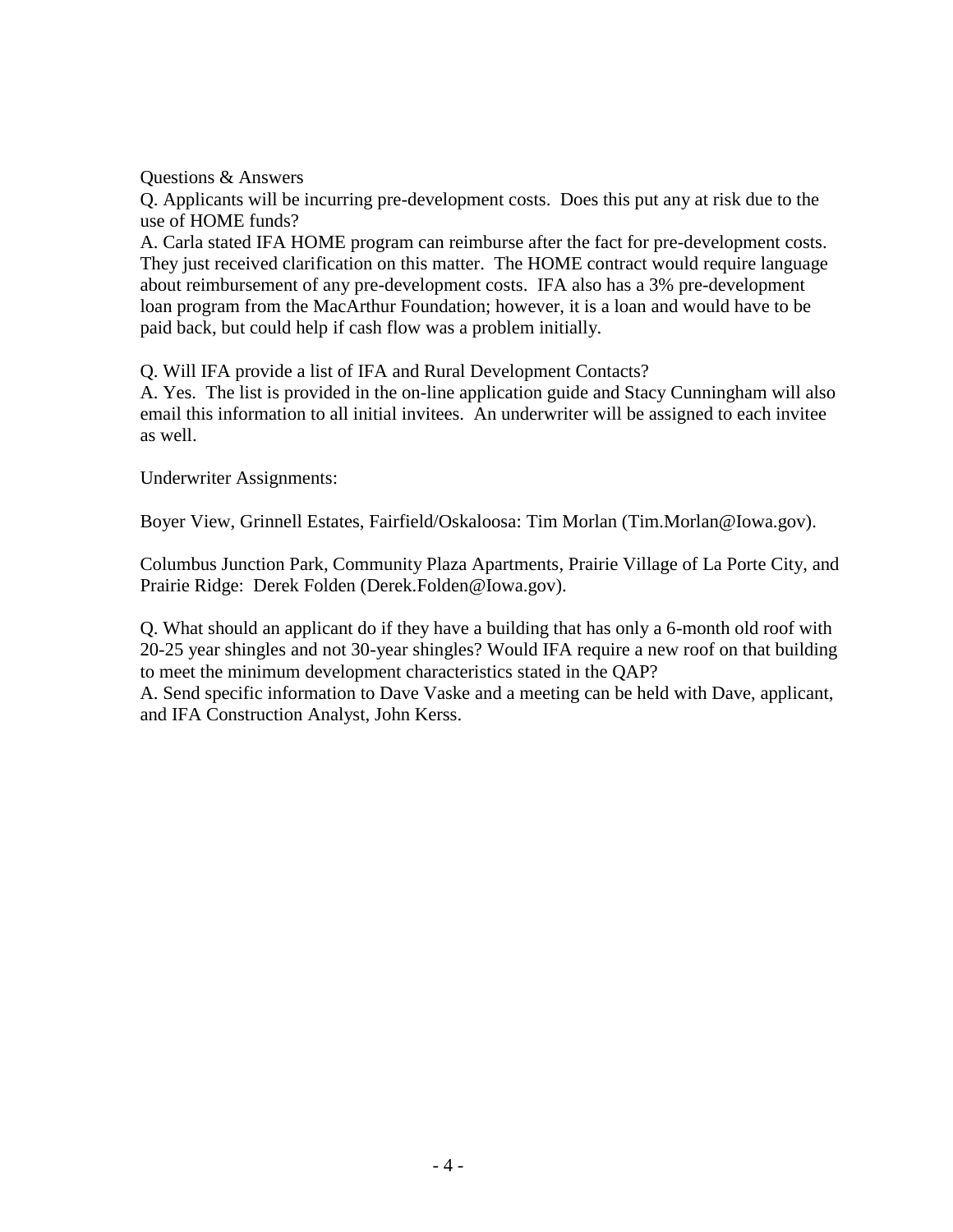Questions & Answers

Q. Applicants will be incurring pre-development costs. Does this put any at risk due to the use of HOME funds?

A. Carla stated IFA HOME program can reimburse after the fact for pre-development costs. They just received clarification on this matter. The HOME contract would require language about reimbursement of any pre-development costs. IFA also has a 3% pre-development loan program from the MacArthur Foundation; however, it is a loan and would have to be paid back, but could help if cash flow was a problem initially.

Q. Will IFA provide a list of IFA and Rural Development Contacts?

A. Yes. The list is provided in the on-line application guide and Stacy Cunningham will also email this information to all initial invitees. An underwriter will be assigned to each invitee as well.

Underwriter Assignments:

Boyer View, Grinnell Estates, Fairfield/Oskaloosa: Tim Morlan (Tim.Morlan@Iowa.gov).

Columbus Junction Park, Community Plaza Apartments, Prairie Village of La Porte City, and Prairie Ridge: Derek Folden (Derek.Folden@Iowa.gov).

Q. What should an applicant do if they have a building that has only a 6-month old roof with 20-25 year shingles and not 30-year shingles? Would IFA require a new roof on that building to meet the minimum development characteristics stated in the QAP?

A. Send specific information to Dave Vaske and a meeting can be held with Dave, applicant, and IFA Construction Analyst, John Kerss.